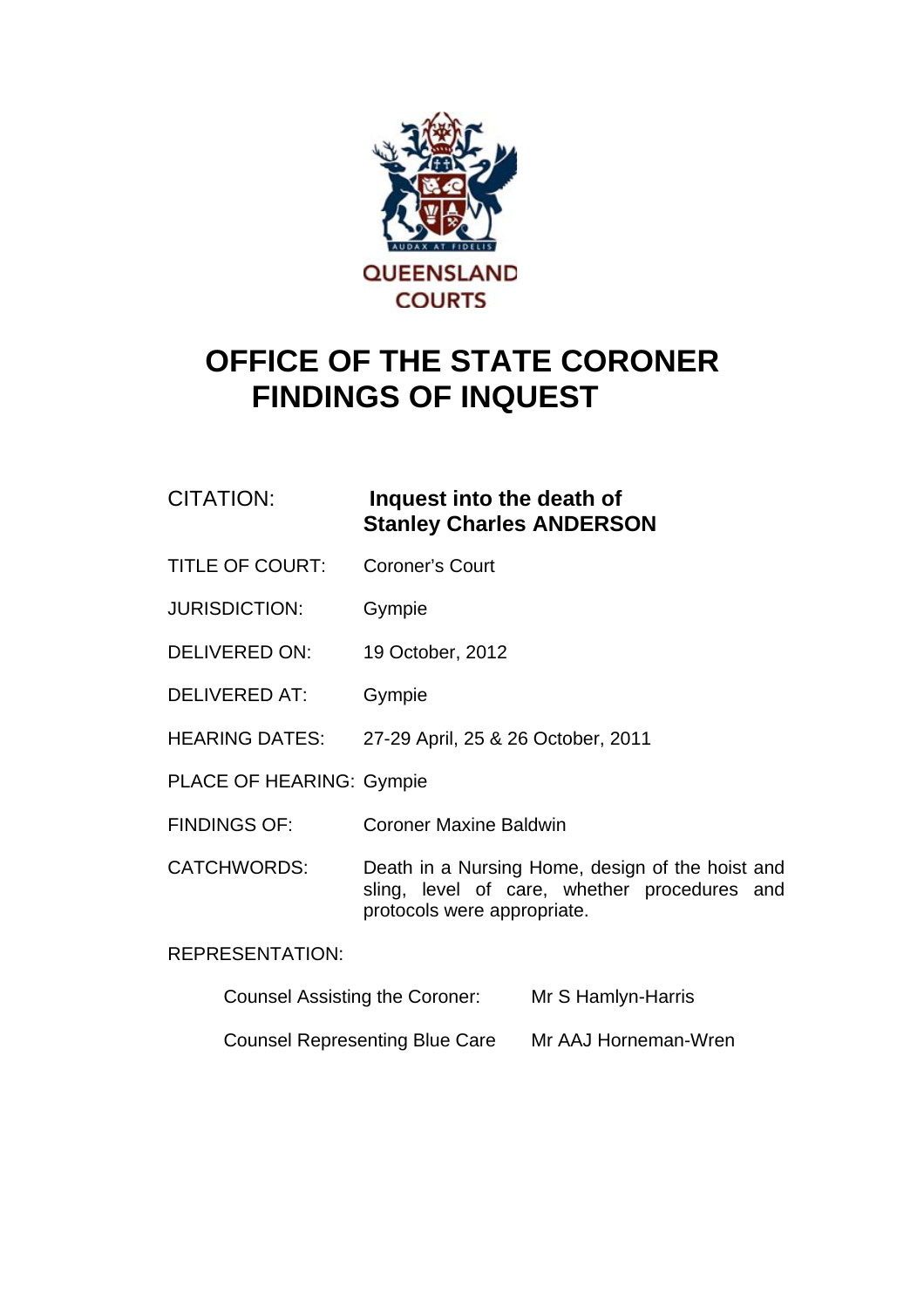QUEENSLAND COURTS

# OFFICE OF THE STATE CORONER
# FINDINGS OF INQUEST

| | |
|---|---|
| CITATION: | **Inquest into the death of Stanley Charles ANDERSON** |
| TITLE OF COURT: | Coroner's Court |
| JURISDICTION: | Gympie |
| DELIVERED ON: | 19 October, 2012 |
| DELIVERED AT: | Gympie |
| HEARING DATES: | 27-29 April, 25 & 26 October, 2011 |
| PLACE OF HEARING: | Gympie |
| FINDINGS OF: | Coroner Maxine Baldwin |
| CATCHWORDS: | Death in a Nursing Home, design of the hoist and sling, level of care, whether procedures and protocols were appropriate. |

REPRESENTATION:

| | |
|---|---|
| Counsel Assisting the Coroner: | Mr S Hamlyn-Harris |
| Counsel Representing Blue Care | Mr AAJ Horneman-Wren |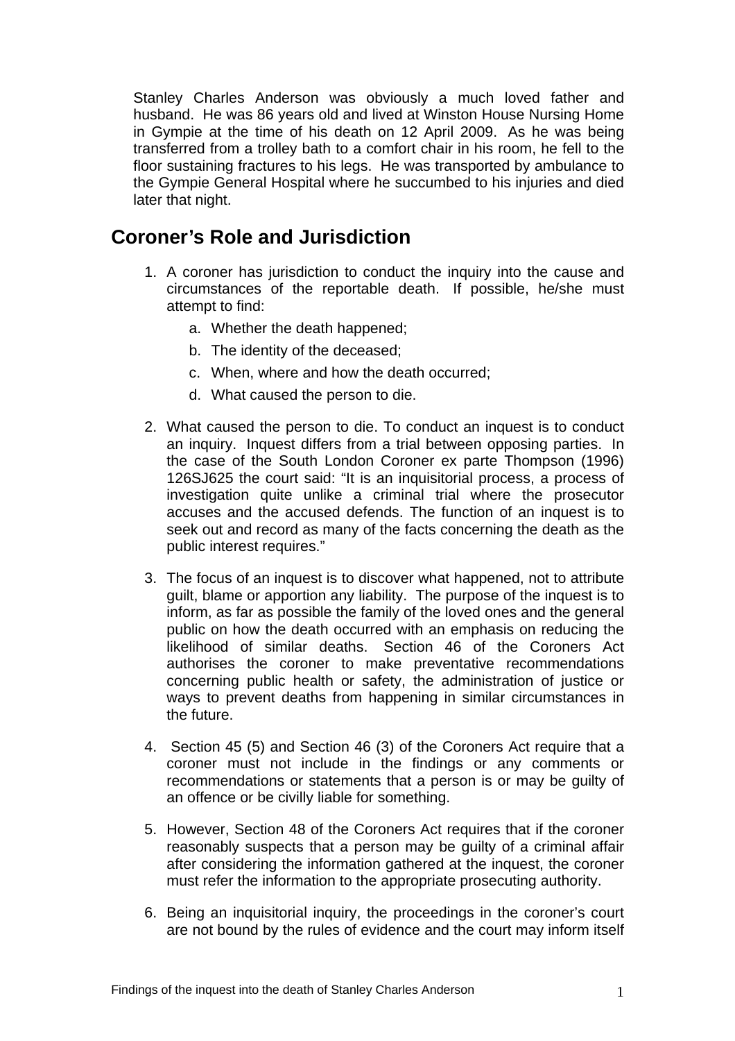Stanley Charles Anderson was obviously a much loved father and husband. He was 86 years old and lived at Winston House Nursing Home in Gympie at the time of his death on 12 April 2009. As he was being transferred from a trolley bath to a comfort chair in his room, he fell to the floor sustaining fractures to his legs. He was transported by ambulance to the Gympie General Hospital where he succumbed to his injuries and died later that night.

## Coroner's Role and Jurisdiction

1. A coroner has jurisdiction to conduct the inquiry into the cause and circumstances of the reportable death. If possible, he/she must attempt to find:
   a. Whether the death happened;
   b. The identity of the deceased;
   c. When, where and how the death occurred;
   d. What caused the person to die.

2. What caused the person to die. To conduct an inquest is to conduct an inquiry. Inquest differs from a trial between opposing parties. In the case of the South London Coroner ex parte Thompson (1996) 126SJ625 the court said: "It is an inquisitorial process, a process of investigation quite unlike a criminal trial where the prosecutor accuses and the accused defends. The function of an inquest is to seek out and record as many of the facts concerning the death as the public interest requires."

3. The focus of an inquest is to discover what happened, not to attribute guilt, blame or apportion any liability. The purpose of the inquest is to inform, as far as possible the family of the loved ones and the general public on how the death occurred with an emphasis on reducing the likelihood of similar deaths. Section 46 of the Coroners Act authorises the coroner to make preventative recommendations concerning public health or safety, the administration of justice or ways to prevent deaths from happening in similar circumstances in the future.

4. Section 45 (5) and Section 46 (3) of the Coroners Act require that a coroner must not include in the findings or any comments or recommendations or statements that a person is or may be guilty of an offence or be civilly liable for something.

5. However, Section 48 of the Coroners Act requires that if the coroner reasonably suspects that a person may be guilty of a criminal affair after considering the information gathered at the inquest, the coroner must refer the information to the appropriate prosecuting authority.

6. Being an inquisitorial inquiry, the proceedings in the coroner's court are not bound by the rules of evidence and the court may inform itself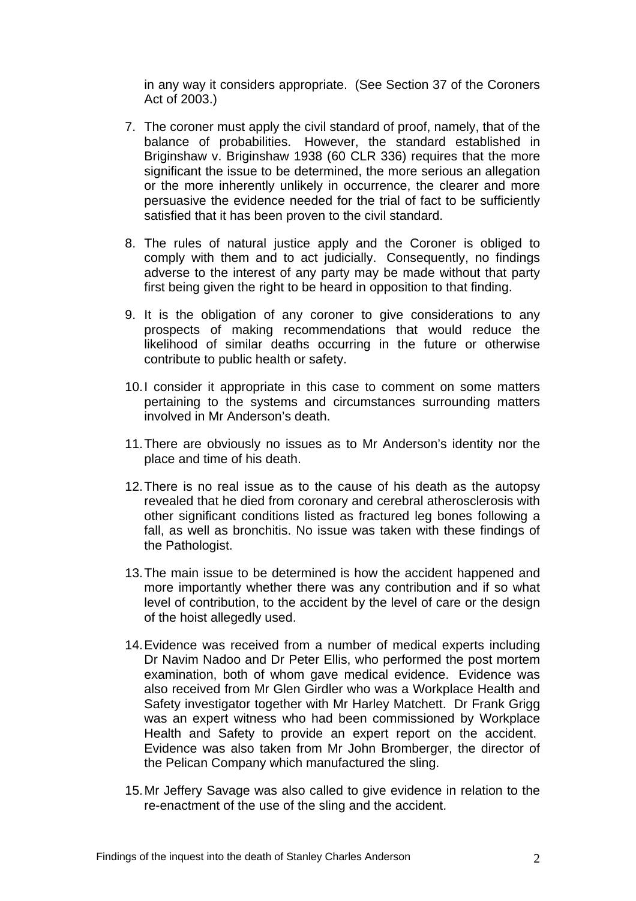in any way it considers appropriate. (See Section 37 of the Coroners Act of 2003.)

7. The coroner must apply the civil standard of proof, namely, that of the balance of probabilities. However, the standard established in Briginshaw v. Briginshaw 1938 (60 CLR 336) requires that the more significant the issue to be determined, the more serious an allegation or the more inherently unlikely in occurrence, the clearer and more persuasive the evidence needed for the trial of fact to be sufficiently satisfied that it has been proven to the civil standard.

8. The rules of natural justice apply and the Coroner is obliged to comply with them and to act judicially. Consequently, no findings adverse to the interest of any party may be made without that party first being given the right to be heard in opposition to that finding.

9. It is the obligation of any coroner to give considerations to any prospects of making recommendations that would reduce the likelihood of similar deaths occurring in the future or otherwise contribute to public health or safety.

10. I consider it appropriate in this case to comment on some matters pertaining to the systems and circumstances surrounding matters involved in Mr Anderson's death.

11. There are obviously no issues as to Mr Anderson's identity nor the place and time of his death.

12. There is no real issue as to the cause of his death as the autopsy revealed that he died from coronary and cerebral atherosclerosis with other significant conditions listed as fractured leg bones following a fall, as well as bronchitis. No issue was taken with these findings of the Pathologist.

13. The main issue to be determined is how the accident happened and more importantly whether there was any contribution and if so what level of contribution, to the accident by the level of care or the design of the hoist allegedly used.

14. Evidence was received from a number of medical experts including Dr Navim Nadoo and Dr Peter Ellis, who performed the post mortem examination, both of whom gave medical evidence. Evidence was also received from Mr Glen Girdler who was a Workplace Health and Safety investigator together with Mr Harley Matchett. Dr Frank Grigg was an expert witness who had been commissioned by Workplace Health and Safety to provide an expert report on the accident. Evidence was also taken from Mr John Bromberger, the director of the Pelican Company which manufactured the sling.

15. Mr Jeffery Savage was also called to give evidence in relation to the re-enactment of the use of the sling and the accident.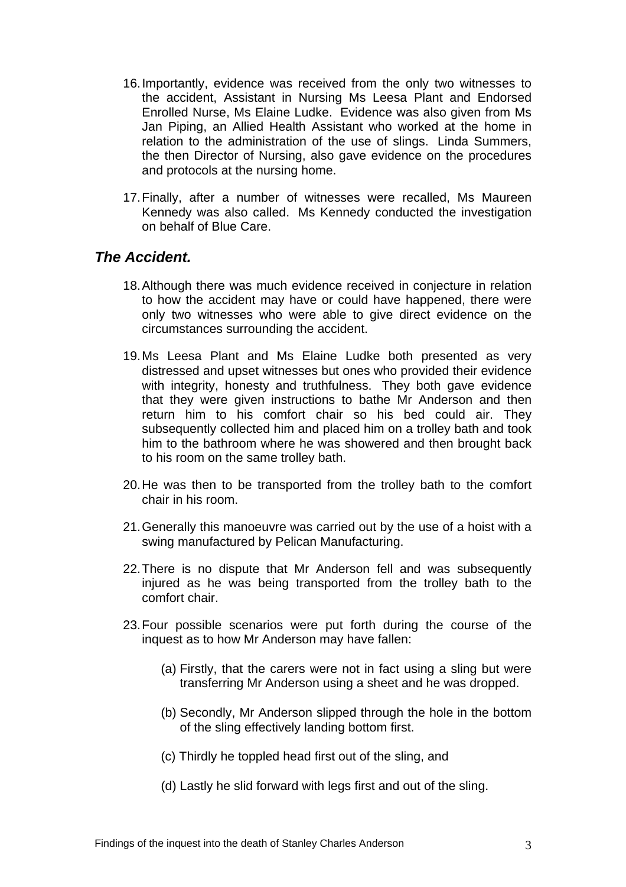16. Importantly, evidence was received from the only two witnesses to the accident, Assistant in Nursing Ms Leesa Plant and Endorsed Enrolled Nurse, Ms Elaine Ludke. Evidence was also given from Ms Jan Piping, an Allied Health Assistant who worked at the home in relation to the administration of the use of slings. Linda Summers, the then Director of Nursing, also gave evidence on the procedures and protocols at the nursing home.

17. Finally, after a number of witnesses were recalled, Ms Maureen Kennedy was also called. Ms Kennedy conducted the investigation on behalf of Blue Care.

## *The Accident.*

18. Although there was much evidence received in conjecture in relation to how the accident may have or could have happened, there were only two witnesses who were able to give direct evidence on the circumstances surrounding the accident.

19. Ms Leesa Plant and Ms Elaine Ludke both presented as very distressed and upset witnesses but ones who provided their evidence with integrity, honesty and truthfulness. They both gave evidence that they were given instructions to bathe Mr Anderson and then return him to his comfort chair so his bed could air. They subsequently collected him and placed him on a trolley bath and took him to the bathroom where he was showered and then brought back to his room on the same trolley bath.

20. He was then to be transported from the trolley bath to the comfort chair in his room.

21. Generally this manoeuvre was carried out by the use of a hoist with a swing manufactured by Pelican Manufacturing.

22. There is no dispute that Mr Anderson fell and was subsequently injured as he was being transported from the trolley bath to the comfort chair.

23. Four possible scenarios were put forth during the course of the inquest as to how Mr Anderson may have fallen:

    (a) Firstly, that the carers were not in fact using a sling but were transferring Mr Anderson using a sheet and he was dropped.

    (b) Secondly, Mr Anderson slipped through the hole in the bottom of the sling effectively landing bottom first.

    (c) Thirdly he toppled head first out of the sling, and

    (d) Lastly he slid forward with legs first and out of the sling.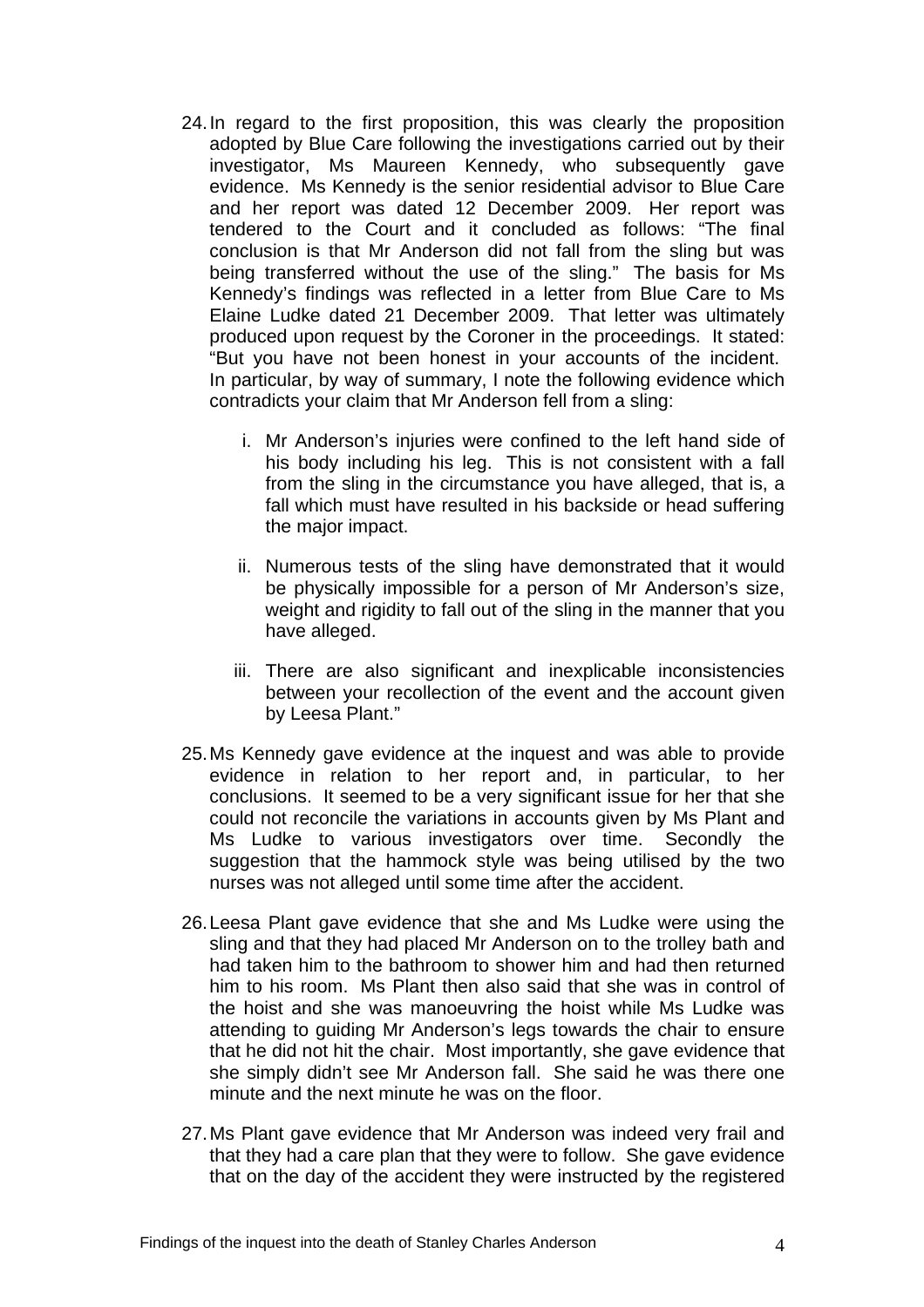24. In regard to the first proposition, this was clearly the proposition adopted by Blue Care following the investigations carried out by their investigator, Ms Maureen Kennedy, who subsequently gave evidence. Ms Kennedy is the senior residential advisor to Blue Care and her report was dated 12 December 2009. Her report was tendered to the Court and it concluded as follows: "The final conclusion is that Mr Anderson did not fall from the sling but was being transferred without the use of the sling." The basis for Ms Kennedy's findings was reflected in a letter from Blue Care to Ms Elaine Ludke dated 21 December 2009. That letter was ultimately produced upon request by the Coroner in the proceedings. It stated: "But you have not been honest in your accounts of the incident. In particular, by way of summary, I note the following evidence which contradicts your claim that Mr Anderson fell from a sling:

    i. Mr Anderson's injuries were confined to the left hand side of his body including his leg. This is not consistent with a fall from the sling in the circumstance you have alleged, that is, a fall which must have resulted in his backside or head suffering the major impact.

    ii. Numerous tests of the sling have demonstrated that it would be physically impossible for a person of Mr Anderson's size, weight and rigidity to fall out of the sling in the manner that you have alleged.

    iii. There are also significant and inexplicable inconsistencies between your recollection of the event and the account given by Leesa Plant."

25. Ms Kennedy gave evidence at the inquest and was able to provide evidence in relation to her report and, in particular, to her conclusions. It seemed to be a very significant issue for her that she could not reconcile the variations in accounts given by Ms Plant and Ms Ludke to various investigators over time. Secondly the suggestion that the hammock style was being utilised by the two nurses was not alleged until some time after the accident.

26. Leesa Plant gave evidence that she and Ms Ludke were using the sling and that they had placed Mr Anderson on to the trolley bath and had taken him to the bathroom to shower him and had then returned him to his room. Ms Plant then also said that she was in control of the hoist and she was manoeuvring the hoist while Ms Ludke was attending to guiding Mr Anderson's legs towards the chair to ensure that he did not hit the chair. Most importantly, she gave evidence that she simply didn't see Mr Anderson fall. She said he was there one minute and the next minute he was on the floor.

27. Ms Plant gave evidence that Mr Anderson was indeed very frail and that they had a care plan that they were to follow. She gave evidence that on the day of the accident they were instructed by the registered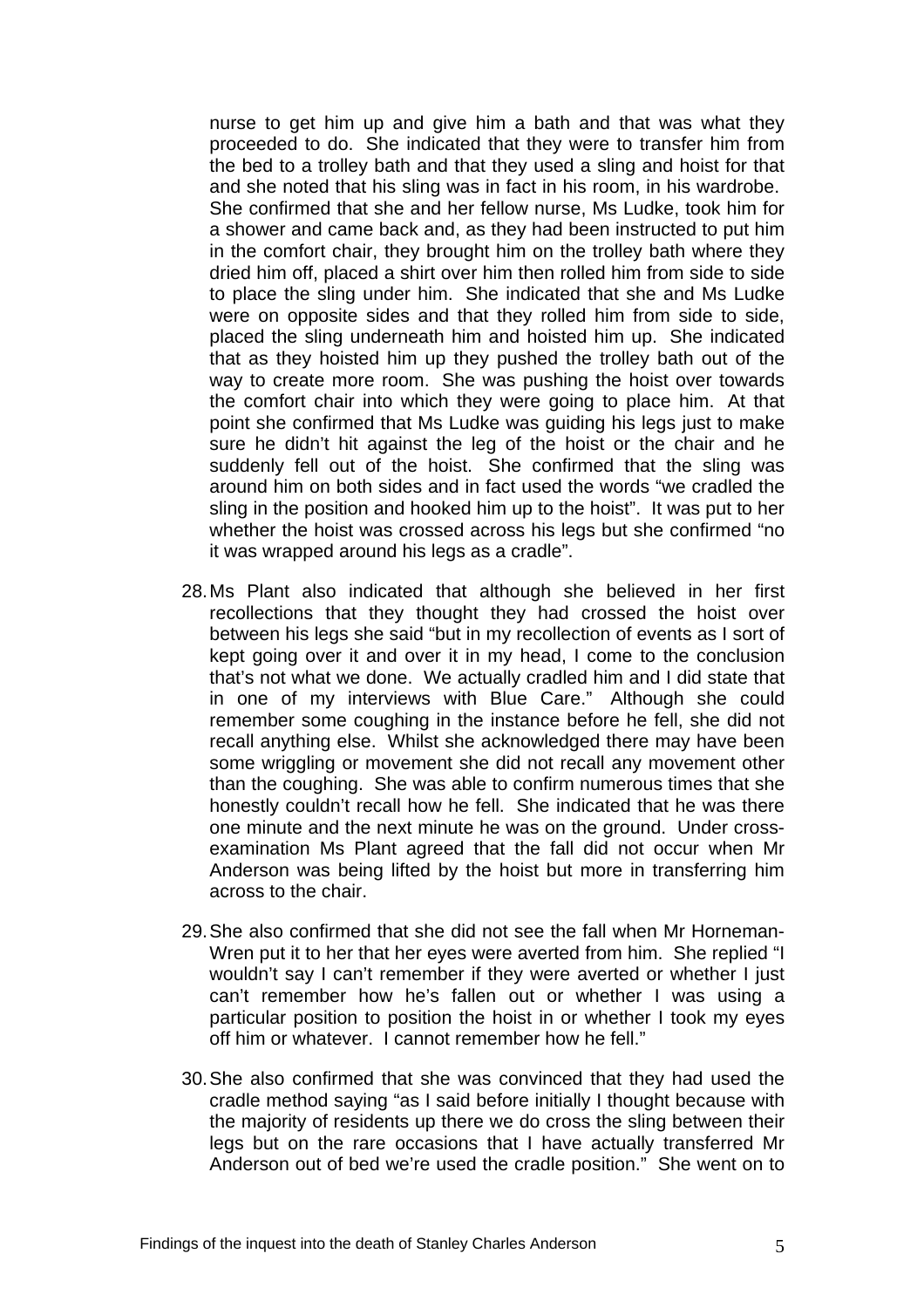nurse to get him up and give him a bath and that was what they proceeded to do. She indicated that they were to transfer him from the bed to a trolley bath and that they used a sling and hoist for that and she noted that his sling was in fact in his room, in his wardrobe. She confirmed that she and her fellow nurse, Ms Ludke, took him for a shower and came back and, as they had been instructed to put him in the comfort chair, they brought him on the trolley bath where they dried him off, placed a shirt over him then rolled him from side to side to place the sling under him. She indicated that she and Ms Ludke were on opposite sides and that they rolled him from side to side, placed the sling underneath him and hoisted him up. She indicated that as they hoisted him up they pushed the trolley bath out of the way to create more room. She was pushing the hoist over towards the comfort chair into which they were going to place him. At that point she confirmed that Ms Ludke was guiding his legs just to make sure he didn't hit against the leg of the hoist or the chair and he suddenly fell out of the hoist. She confirmed that the sling was around him on both sides and in fact used the words "we cradled the sling in the position and hooked him up to the hoist". It was put to her whether the hoist was crossed across his legs but she confirmed "no it was wrapped around his legs as a cradle".

28. Ms Plant also indicated that although she believed in her first recollections that they thought they had crossed the hoist over between his legs she said "but in my recollection of events as I sort of kept going over it and over it in my head, I come to the conclusion that's not what we done. We actually cradled him and I did state that in one of my interviews with Blue Care." Although she could remember some coughing in the instance before he fell, she did not recall anything else. Whilst she acknowledged there may have been some wriggling or movement she did not recall any movement other than the coughing. She was able to confirm numerous times that she honestly couldn't recall how he fell. She indicated that he was there one minute and the next minute he was on the ground. Under cross-examination Ms Plant agreed that the fall did not occur when Mr Anderson was being lifted by the hoist but more in transferring him across to the chair.

29. She also confirmed that she did not see the fall when Mr Horneman-Wren put it to her that her eyes were averted from him. She replied "I wouldn't say I can't remember if they were averted or whether I just can't remember how he's fallen out or whether I was using a particular position to position the hoist in or whether I took my eyes off him or whatever. I cannot remember how he fell."

30. She also confirmed that she was convinced that they had used the cradle method saying "as I said before initially I thought because with the majority of residents up there we do cross the sling between their legs but on the rare occasions that I have actually transferred Mr Anderson out of bed we're used the cradle position." She went on to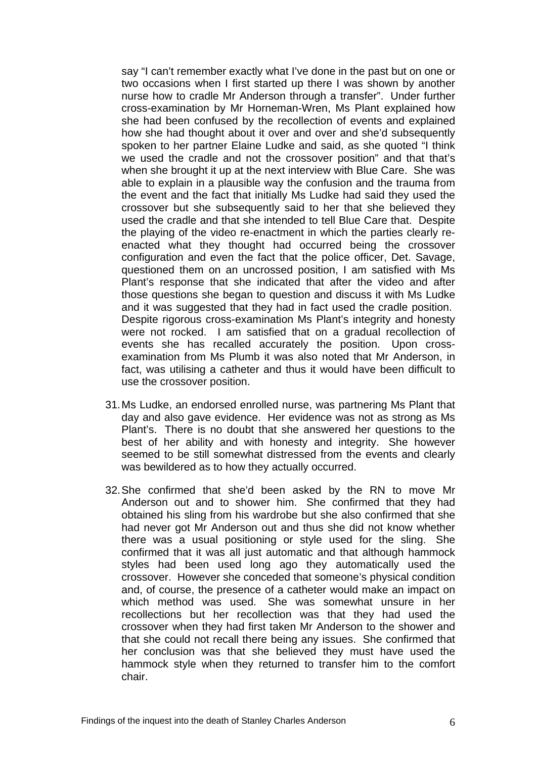say "I can't remember exactly what I've done in the past but on one or two occasions when I first started up there I was shown by another nurse how to cradle Mr Anderson through a transfer". Under further cross-examination by Mr Horneman-Wren, Ms Plant explained how she had been confused by the recollection of events and explained how she had thought about it over and over and she'd subsequently spoken to her partner Elaine Ludke and said, as she quoted "I think we used the cradle and not the crossover position" and that that's when she brought it up at the next interview with Blue Care. She was able to explain in a plausible way the confusion and the trauma from the event and the fact that initially Ms Ludke had said they used the crossover but she subsequently said to her that she believed they used the cradle and that she intended to tell Blue Care that. Despite the playing of the video re-enactment in which the parties clearly re-enacted what they thought had occurred being the crossover configuration and even the fact that the police officer, Det. Savage, questioned them on an uncrossed position, I am satisfied with Ms Plant's response that she indicated that after the video and after those questions she began to question and discuss it with Ms Ludke and it was suggested that they had in fact used the cradle position. Despite rigorous cross-examination Ms Plant's integrity and honesty were not rocked. I am satisfied that on a gradual recollection of events she has recalled accurately the position. Upon cross-examination from Ms Plumb it was also noted that Mr Anderson, in fact, was utilising a catheter and thus it would have been difficult to use the crossover position.

31. Ms Ludke, an endorsed enrolled nurse, was partnering Ms Plant that day and also gave evidence. Her evidence was not as strong as Ms Plant's. There is no doubt that she answered her questions to the best of her ability and with honesty and integrity. She however seemed to be still somewhat distressed from the events and clearly was bewildered as to how they actually occurred.

32. She confirmed that she'd been asked by the RN to move Mr Anderson out and to shower him. She confirmed that they had obtained his sling from his wardrobe but she also confirmed that she had never got Mr Anderson out and thus she did not know whether there was a usual positioning or style used for the sling. She confirmed that it was all just automatic and that although hammock styles had been used long ago they automatically used the crossover. However she conceded that someone's physical condition and, of course, the presence of a catheter would make an impact on which method was used. She was somewhat unsure in her recollections but her recollection was that they had used the crossover when they had first taken Mr Anderson to the shower and that she could not recall there being any issues. She confirmed that her conclusion was that she believed they must have used the hammock style when they returned to transfer him to the comfort chair.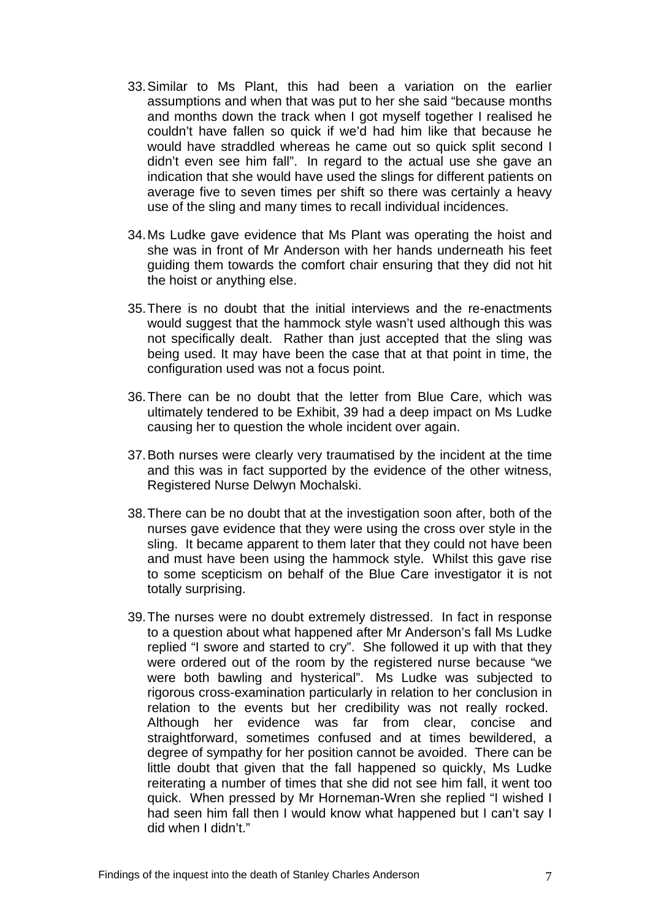33. Similar to Ms Plant, this had been a variation on the earlier assumptions and when that was put to her she said "because months and months down the track when I got myself together I realised he couldn't have fallen so quick if we'd had him like that because he would have straddled whereas he came out so quick split second I didn't even see him fall". In regard to the actual use she gave an indication that she would have used the slings for different patients on average five to seven times per shift so there was certainly a heavy use of the sling and many times to recall individual incidences.

34. Ms Ludke gave evidence that Ms Plant was operating the hoist and she was in front of Mr Anderson with her hands underneath his feet guiding them towards the comfort chair ensuring that they did not hit the hoist or anything else.

35. There is no doubt that the initial interviews and the re-enactments would suggest that the hammock style wasn't used although this was not specifically dealt. Rather than just accepted that the sling was being used. It may have been the case that at that point in time, the configuration used was not a focus point.

36. There can be no doubt that the letter from Blue Care, which was ultimately tendered to be Exhibit, 39 had a deep impact on Ms Ludke causing her to question the whole incident over again.

37. Both nurses were clearly very traumatised by the incident at the time and this was in fact supported by the evidence of the other witness, Registered Nurse Delwyn Mochalski.

38. There can be no doubt that at the investigation soon after, both of the nurses gave evidence that they were using the cross over style in the sling. It became apparent to them later that they could not have been and must have been using the hammock style. Whilst this gave rise to some scepticism on behalf of the Blue Care investigator it is not totally surprising.

39. The nurses were no doubt extremely distressed. In fact in response to a question about what happened after Mr Anderson's fall Ms Ludke replied "I swore and started to cry". She followed it up with that they were ordered out of the room by the registered nurse because "we were both bawling and hysterical". Ms Ludke was subjected to rigorous cross-examination particularly in relation to her conclusion in relation to the events but her credibility was not really rocked. Although her evidence was far from clear, concise and straightforward, sometimes confused and at times bewildered, a degree of sympathy for her position cannot be avoided. There can be little doubt that given that the fall happened so quickly, Ms Ludke reiterating a number of times that she did not see him fall, it went too quick. When pressed by Mr Horneman-Wren she replied "I wished I had seen him fall then I would know what happened but I can't say I did when I didn't."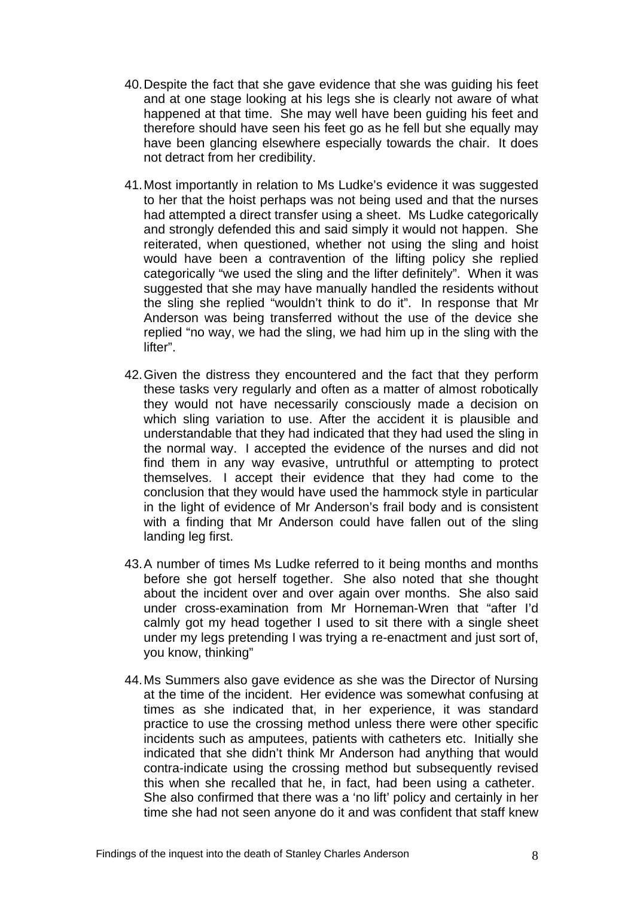40. Despite the fact that she gave evidence that she was guiding his feet and at one stage looking at his legs she is clearly not aware of what happened at that time. She may well have been guiding his feet and therefore should have seen his feet go as he fell but she equally may have been glancing elsewhere especially towards the chair. It does not detract from her credibility.

41. Most importantly in relation to Ms Ludke's evidence it was suggested to her that the hoist perhaps was not being used and that the nurses had attempted a direct transfer using a sheet. Ms Ludke categorically and strongly defended this and said simply it would not happen. She reiterated, when questioned, whether not using the sling and hoist would have been a contravention of the lifting policy she replied categorically "we used the sling and the lifter definitely". When it was suggested that she may have manually handled the residents without the sling she replied "wouldn't think to do it". In response that Mr Anderson was being transferred without the use of the device she replied "no way, we had the sling, we had him up in the sling with the lifter".

42. Given the distress they encountered and the fact that they perform these tasks very regularly and often as a matter of almost robotically they would not have necessarily consciously made a decision on which sling variation to use. After the accident it is plausible and understandable that they had indicated that they had used the sling in the normal way. I accepted the evidence of the nurses and did not find them in any way evasive, untruthful or attempting to protect themselves. I accept their evidence that they had come to the conclusion that they would have used the hammock style in particular in the light of evidence of Mr Anderson's frail body and is consistent with a finding that Mr Anderson could have fallen out of the sling landing leg first.

43. A number of times Ms Ludke referred to it being months and months before she got herself together. She also noted that she thought about the incident over and over again over months. She also said under cross-examination from Mr Horneman-Wren that "after I'd calmly got my head together I used to sit there with a single sheet under my legs pretending I was trying a re-enactment and just sort of, you know, thinking"

44. Ms Summers also gave evidence as she was the Director of Nursing at the time of the incident. Her evidence was somewhat confusing at times as she indicated that, in her experience, it was standard practice to use the crossing method unless there were other specific incidents such as amputees, patients with catheters etc. Initially she indicated that she didn't think Mr Anderson had anything that would contra-indicate using the crossing method but subsequently revised this when she recalled that he, in fact, had been using a catheter. She also confirmed that there was a 'no lift' policy and certainly in her time she had not seen anyone do it and was confident that staff knew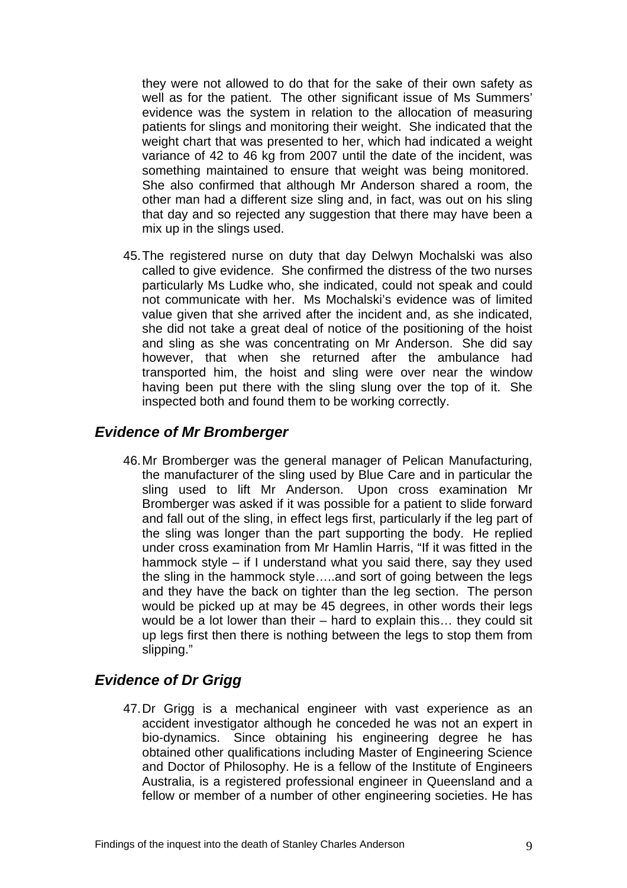they were not allowed to do that for the sake of their own safety as well as for the patient. The other significant issue of Ms Summers' evidence was the system in relation to the allocation of measuring patients for slings and monitoring their weight. She indicated that the weight chart that was presented to her, which had indicated a weight variance of 42 to 46 kg from 2007 until the date of the incident, was something maintained to ensure that weight was being monitored. She also confirmed that although Mr Anderson shared a room, the other man had a different size sling and, in fact, was out on his sling that day and so rejected any suggestion that there may have been a mix up in the slings used.

45. The registered nurse on duty that day Delwyn Mochalski was also called to give evidence. She confirmed the distress of the two nurses particularly Ms Ludke who, she indicated, could not speak and could not communicate with her. Ms Mochalski's evidence was of limited value given that she arrived after the incident and, as she indicated, she did not take a great deal of notice of the positioning of the hoist and sling as she was concentrating on Mr Anderson. She did say however, that when she returned after the ambulance had transported him, the hoist and sling were over near the window having been put there with the sling slung over the top of it. She inspected both and found them to be working correctly.

## *Evidence of Mr Bromberger*

46. Mr Bromberger was the general manager of Pelican Manufacturing, the manufacturer of the sling used by Blue Care and in particular the sling used to lift Mr Anderson. Upon cross examination Mr Bromberger was asked if it was possible for a patient to slide forward and fall out of the sling, in effect legs first, particularly if the leg part of the sling was longer than the part supporting the body. He replied under cross examination from Mr Hamlin Harris, "If it was fitted in the hammock style – if I understand what you said there, say they used the sling in the hammock style…..and sort of going between the legs and they have the back on tighter than the leg section. The person would be picked up at may be 45 degrees, in other words their legs would be a lot lower than their – hard to explain this… they could sit up legs first then there is nothing between the legs to stop them from slipping."

## *Evidence of Dr Grigg*

47. Dr Grigg is a mechanical engineer with vast experience as an accident investigator although he conceded he was not an expert in bio-dynamics. Since obtaining his engineering degree he has obtained other qualifications including Master of Engineering Science and Doctor of Philosophy. He is a fellow of the Institute of Engineers Australia, is a registered professional engineer in Queensland and a fellow or member of a number of other engineering societies. He has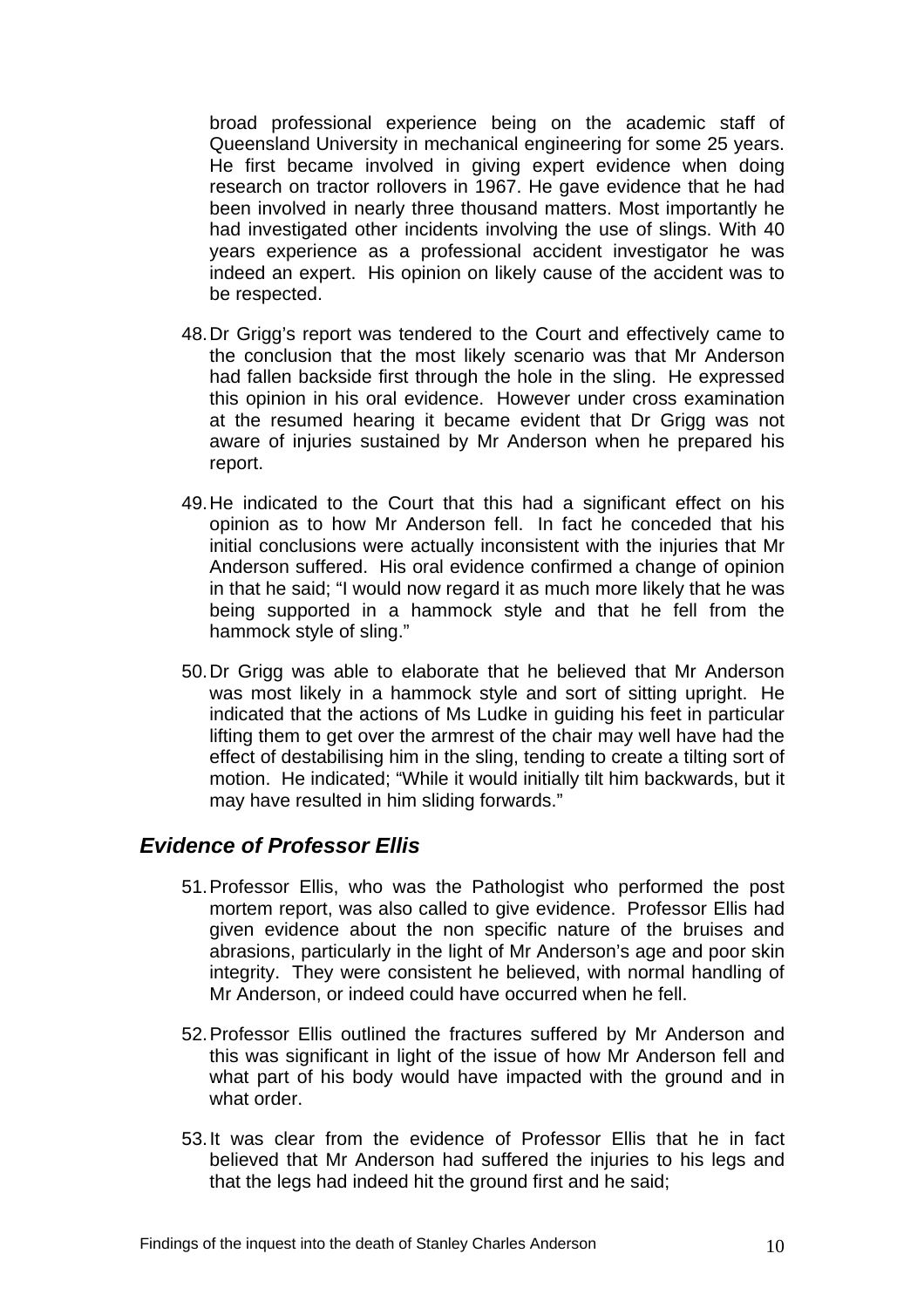broad professional experience being on the academic staff of Queensland University in mechanical engineering for some 25 years. He first became involved in giving expert evidence when doing research on tractor rollovers in 1967. He gave evidence that he had been involved in nearly three thousand matters. Most importantly he had investigated other incidents involving the use of slings. With 40 years experience as a professional accident investigator he was indeed an expert. His opinion on likely cause of the accident was to be respected.

48. Dr Grigg's report was tendered to the Court and effectively came to the conclusion that the most likely scenario was that Mr Anderson had fallen backside first through the hole in the sling. He expressed this opinion in his oral evidence. However under cross examination at the resumed hearing it became evident that Dr Grigg was not aware of injuries sustained by Mr Anderson when he prepared his report.

49. He indicated to the Court that this had a significant effect on his opinion as to how Mr Anderson fell. In fact he conceded that his initial conclusions were actually inconsistent with the injuries that Mr Anderson suffered. His oral evidence confirmed a change of opinion in that he said; "I would now regard it as much more likely that he was being supported in a hammock style and that he fell from the hammock style of sling."

50. Dr Grigg was able to elaborate that he believed that Mr Anderson was most likely in a hammock style and sort of sitting upright. He indicated that the actions of Ms Ludke in guiding his feet in particular lifting them to get over the armrest of the chair may well have had the effect of destabilising him in the sling, tending to create a tilting sort of motion. He indicated; "While it would initially tilt him backwards, but it may have resulted in him sliding forwards."

### *Evidence of Professor Ellis*

51. Professor Ellis, who was the Pathologist who performed the post mortem report, was also called to give evidence. Professor Ellis had given evidence about the non specific nature of the bruises and abrasions, particularly in the light of Mr Anderson's age and poor skin integrity. They were consistent he believed, with normal handling of Mr Anderson, or indeed could have occurred when he fell.

52. Professor Ellis outlined the fractures suffered by Mr Anderson and this was significant in light of the issue of how Mr Anderson fell and what part of his body would have impacted with the ground and in what order.

53. It was clear from the evidence of Professor Ellis that he in fact believed that Mr Anderson had suffered the injuries to his legs and that the legs had indeed hit the ground first and he said;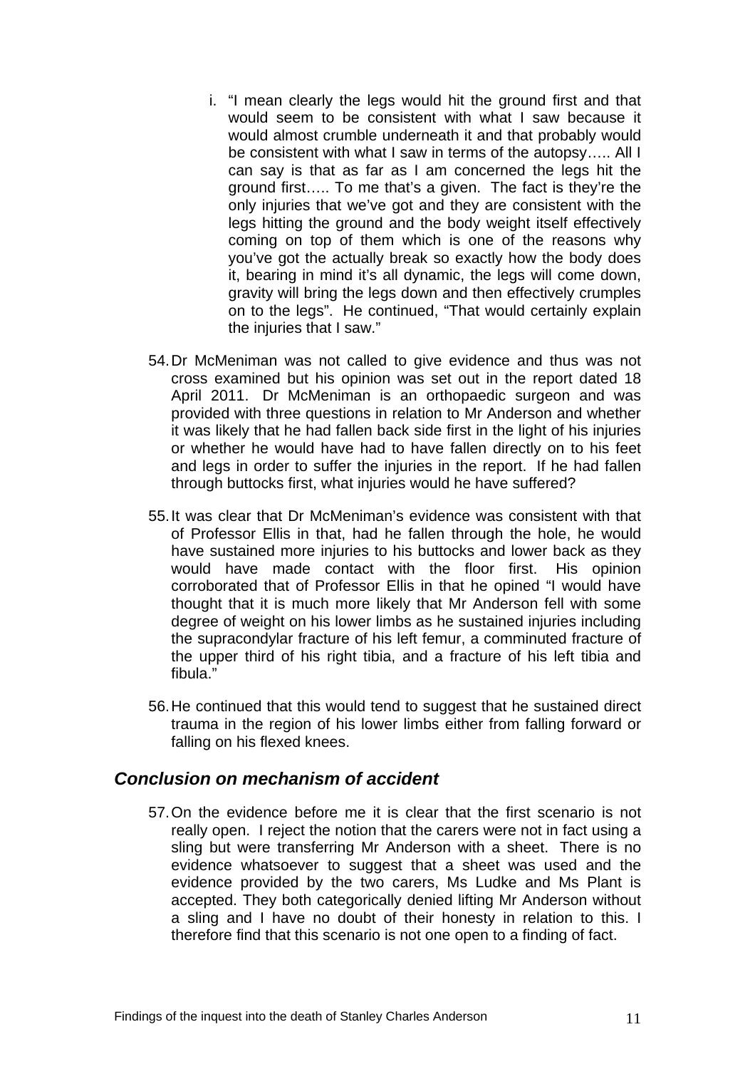i. "I mean clearly the legs would hit the ground first and that would seem to be consistent with what I saw because it would almost crumble underneath it and that probably would be consistent with what I saw in terms of the autopsy….. All I can say is that as far as I am concerned the legs hit the ground first….. To me that's a given. The fact is they're the only injuries that we've got and they are consistent with the legs hitting the ground and the body weight itself effectively coming on top of them which is one of the reasons why you've got the actually break so exactly how the body does it, bearing in mind it's all dynamic, the legs will come down, gravity will bring the legs down and then effectively crumples on to the legs". He continued, "That would certainly explain the injuries that I saw."

54. Dr McMeniman was not called to give evidence and thus was not cross examined but his opinion was set out in the report dated 18 April 2011. Dr McMeniman is an orthopaedic surgeon and was provided with three questions in relation to Mr Anderson and whether it was likely that he had fallen back side first in the light of his injuries or whether he would have had to have fallen directly on to his feet and legs in order to suffer the injuries in the report. If he had fallen through buttocks first, what injuries would he have suffered?

55. It was clear that Dr McMeniman's evidence was consistent with that of Professor Ellis in that, had he fallen through the hole, he would have sustained more injuries to his buttocks and lower back as they would have made contact with the floor first. His opinion corroborated that of Professor Ellis in that he opined "I would have thought that it is much more likely that Mr Anderson fell with some degree of weight on his lower limbs as he sustained injuries including the supracondylar fracture of his left femur, a comminuted fracture of the upper third of his right tibia, and a fracture of his left tibia and fibula."

56. He continued that this would tend to suggest that he sustained direct trauma in the region of his lower limbs either from falling forward or falling on his flexed knees.

## *Conclusion on mechanism of accident*

57. On the evidence before me it is clear that the first scenario is not really open. I reject the notion that the carers were not in fact using a sling but were transferring Mr Anderson with a sheet. There is no evidence whatsoever to suggest that a sheet was used and the evidence provided by the two carers, Ms Ludke and Ms Plant is accepted. They both categorically denied lifting Mr Anderson without a sling and I have no doubt of their honesty in relation to this. I therefore find that this scenario is not one open to a finding of fact.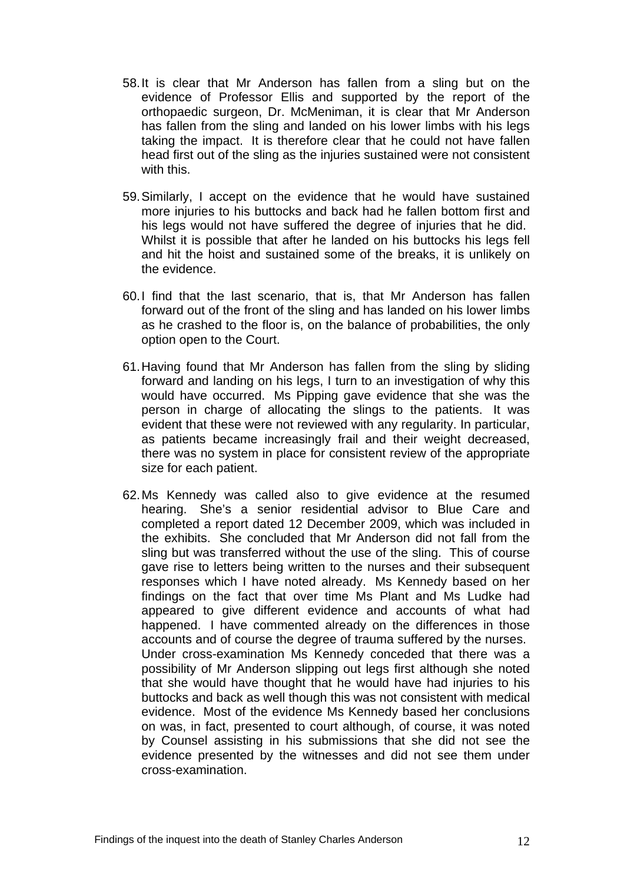58. It is clear that Mr Anderson has fallen from a sling but on the evidence of Professor Ellis and supported by the report of the orthopaedic surgeon, Dr. McMeniman, it is clear that Mr Anderson has fallen from the sling and landed on his lower limbs with his legs taking the impact. It is therefore clear that he could not have fallen head first out of the sling as the injuries sustained were not consistent with this.

59. Similarly, I accept on the evidence that he would have sustained more injuries to his buttocks and back had he fallen bottom first and his legs would not have suffered the degree of injuries that he did. Whilst it is possible that after he landed on his buttocks his legs fell and hit the hoist and sustained some of the breaks, it is unlikely on the evidence.

60. I find that the last scenario, that is, that Mr Anderson has fallen forward out of the front of the sling and has landed on his lower limbs as he crashed to the floor is, on the balance of probabilities, the only option open to the Court.

61. Having found that Mr Anderson has fallen from the sling by sliding forward and landing on his legs, I turn to an investigation of why this would have occurred. Ms Pipping gave evidence that she was the person in charge of allocating the slings to the patients. It was evident that these were not reviewed with any regularity. In particular, as patients became increasingly frail and their weight decreased, there was no system in place for consistent review of the appropriate size for each patient.

62. Ms Kennedy was called also to give evidence at the resumed hearing. She's a senior residential advisor to Blue Care and completed a report dated 12 December 2009, which was included in the exhibits. She concluded that Mr Anderson did not fall from the sling but was transferred without the use of the sling. This of course gave rise to letters being written to the nurses and their subsequent responses which I have noted already. Ms Kennedy based on her findings on the fact that over time Ms Plant and Ms Ludke had appeared to give different evidence and accounts of what had happened. I have commented already on the differences in those accounts and of course the degree of trauma suffered by the nurses. Under cross-examination Ms Kennedy conceded that there was a possibility of Mr Anderson slipping out legs first although she noted that she would have thought that he would have had injuries to his buttocks and back as well though this was not consistent with medical evidence. Most of the evidence Ms Kennedy based her conclusions on was, in fact, presented to court although, of course, it was noted by Counsel assisting in his submissions that she did not see the evidence presented by the witnesses and did not see them under cross-examination.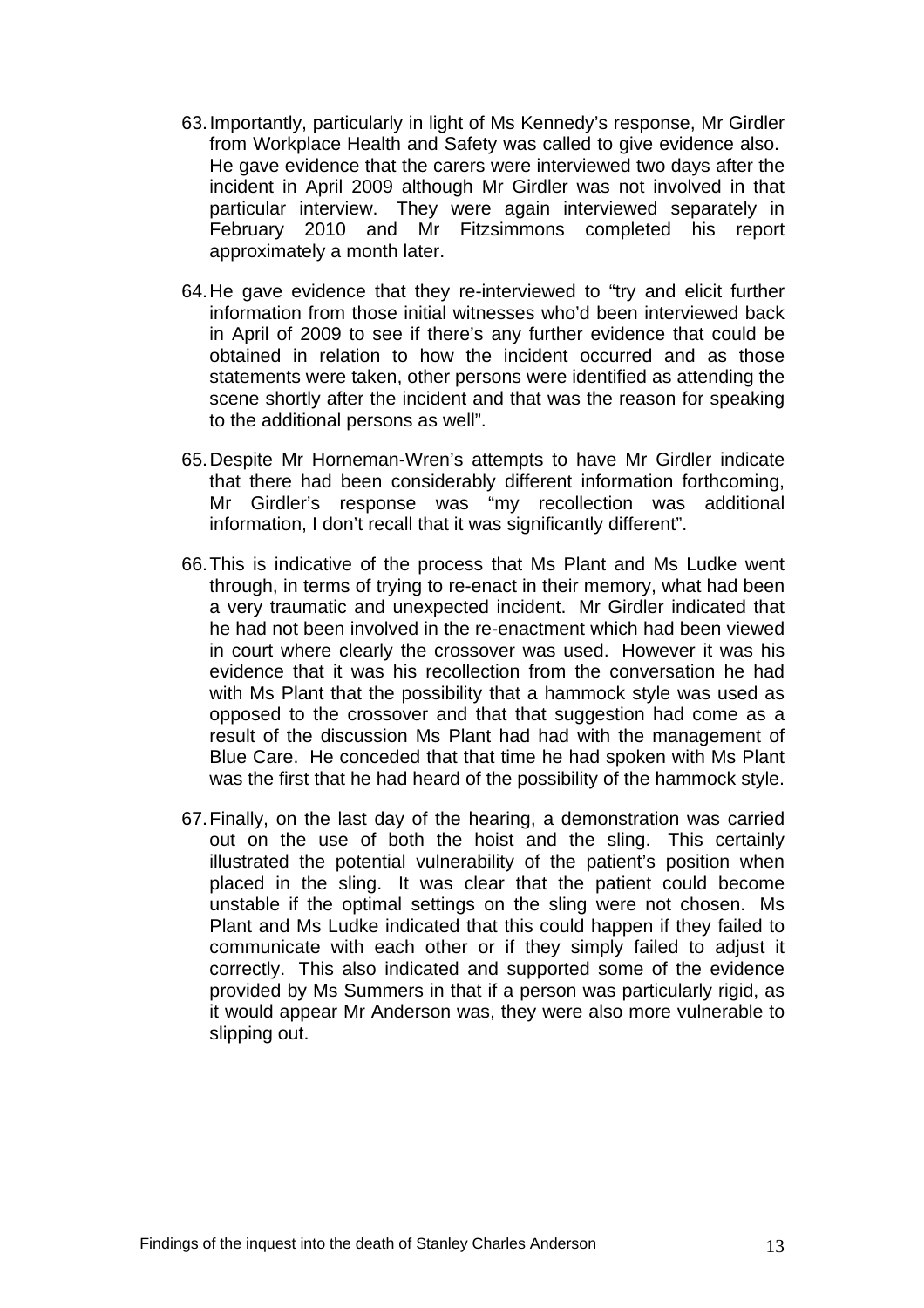63. Importantly, particularly in light of Ms Kennedy's response, Mr Girdler from Workplace Health and Safety was called to give evidence also. He gave evidence that the carers were interviewed two days after the incident in April 2009 although Mr Girdler was not involved in that particular interview. They were again interviewed separately in February 2010 and Mr Fitzsimmons completed his report approximately a month later.

64. He gave evidence that they re-interviewed to "try and elicit further information from those initial witnesses who'd been interviewed back in April of 2009 to see if there's any further evidence that could be obtained in relation to how the incident occurred and as those statements were taken, other persons were identified as attending the scene shortly after the incident and that was the reason for speaking to the additional persons as well".

65. Despite Mr Horneman-Wren's attempts to have Mr Girdler indicate that there had been considerably different information forthcoming, Mr Girdler's response was "my recollection was additional information, I don't recall that it was significantly different".

66. This is indicative of the process that Ms Plant and Ms Ludke went through, in terms of trying to re-enact in their memory, what had been a very traumatic and unexpected incident. Mr Girdler indicated that he had not been involved in the re-enactment which had been viewed in court where clearly the crossover was used. However it was his evidence that it was his recollection from the conversation he had with Ms Plant that the possibility that a hammock style was used as opposed to the crossover and that that suggestion had come as a result of the discussion Ms Plant had had with the management of Blue Care. He conceded that that time he had spoken with Ms Plant was the first that he had heard of the possibility of the hammock style.

67. Finally, on the last day of the hearing, a demonstration was carried out on the use of both the hoist and the sling. This certainly illustrated the potential vulnerability of the patient's position when placed in the sling. It was clear that the patient could become unstable if the optimal settings on the sling were not chosen. Ms Plant and Ms Ludke indicated that this could happen if they failed to communicate with each other or if they simply failed to adjust it correctly. This also indicated and supported some of the evidence provided by Ms Summers in that if a person was particularly rigid, as it would appear Mr Anderson was, they were also more vulnerable to slipping out.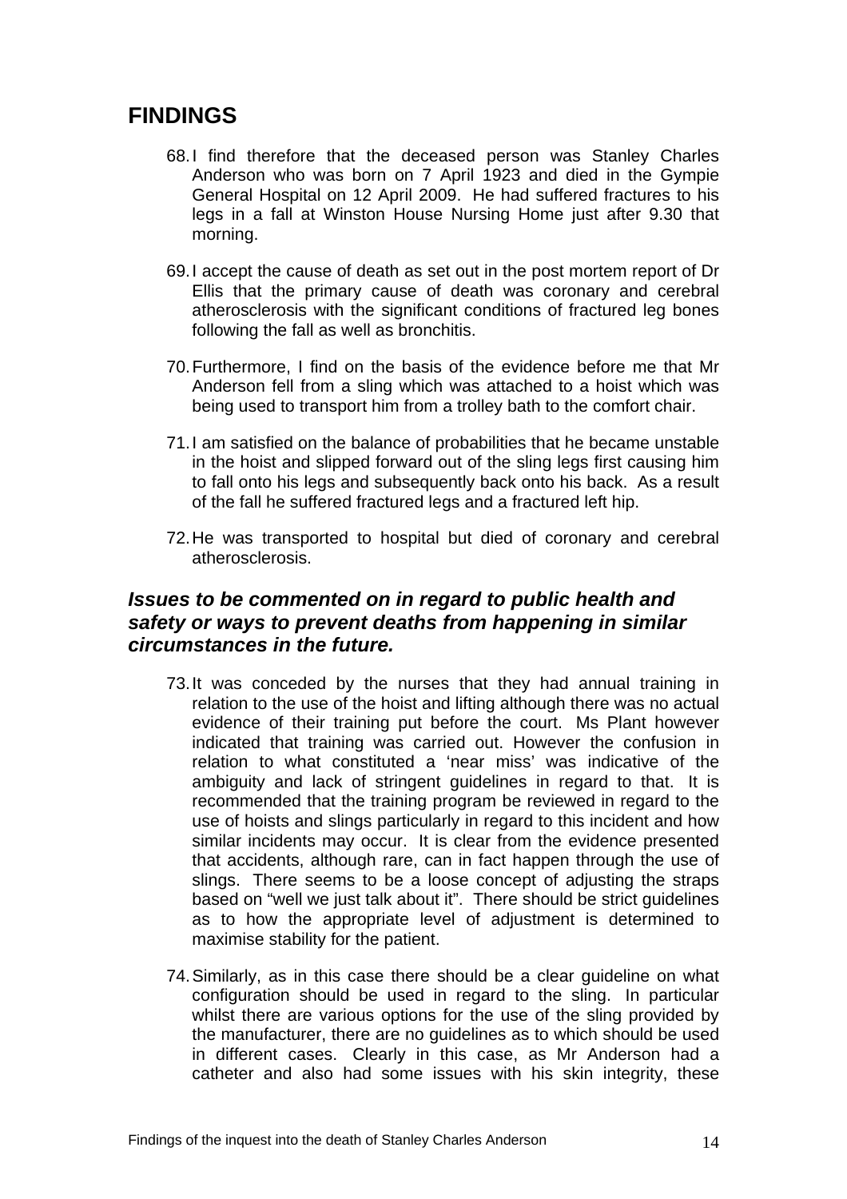## FINDINGS

68. I find therefore that the deceased person was Stanley Charles Anderson who was born on 7 April 1923 and died in the Gympie General Hospital on 12 April 2009. He had suffered fractures to his legs in a fall at Winston House Nursing Home just after 9.30 that morning.

69. I accept the cause of death as set out in the post mortem report of Dr Ellis that the primary cause of death was coronary and cerebral atherosclerosis with the significant conditions of fractured leg bones following the fall as well as bronchitis.

70. Furthermore, I find on the basis of the evidence before me that Mr Anderson fell from a sling which was attached to a hoist which was being used to transport him from a trolley bath to the comfort chair.

71. I am satisfied on the balance of probabilities that he became unstable in the hoist and slipped forward out of the sling legs first causing him to fall onto his legs and subsequently back onto his back. As a result of the fall he suffered fractured legs and a fractured left hip.

72. He was transported to hospital but died of coronary and cerebral atherosclerosis.

### *Issues to be commented on in regard to public health and safety or ways to prevent deaths from happening in similar circumstances in the future.*

73. It was conceded by the nurses that they had annual training in relation to the use of the hoist and lifting although there was no actual evidence of their training put before the court. Ms Plant however indicated that training was carried out. However the confusion in relation to what constituted a 'near miss' was indicative of the ambiguity and lack of stringent guidelines in regard to that. It is recommended that the training program be reviewed in regard to the use of hoists and slings particularly in regard to this incident and how similar incidents may occur. It is clear from the evidence presented that accidents, although rare, can in fact happen through the use of slings. There seems to be a loose concept of adjusting the straps based on "well we just talk about it". There should be strict guidelines as to how the appropriate level of adjustment is determined to maximise stability for the patient.

74. Similarly, as in this case there should be a clear guideline on what configuration should be used in regard to the sling. In particular whilst there are various options for the use of the sling provided by the manufacturer, there are no guidelines as to which should be used in different cases. Clearly in this case, as Mr Anderson had a catheter and also had some issues with his skin integrity, these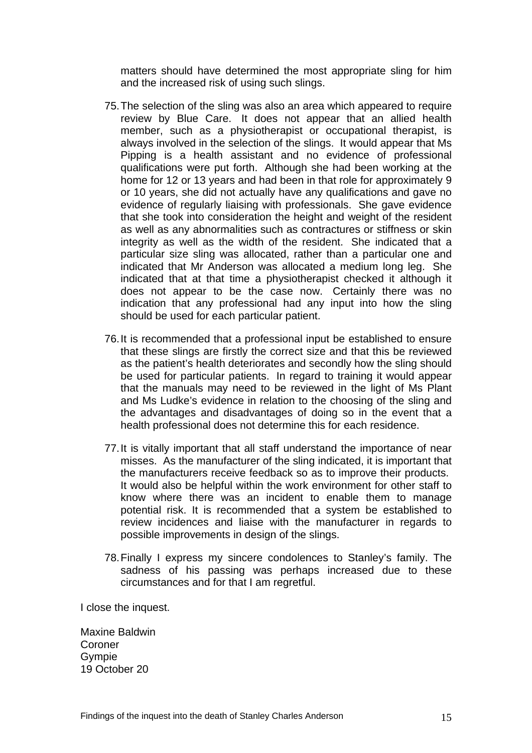matters should have determined the most appropriate sling for him and the increased risk of using such slings.

75. The selection of the sling was also an area which appeared to require review by Blue Care. It does not appear that an allied health member, such as a physiotherapist or occupational therapist, is always involved in the selection of the slings. It would appear that Ms Pipping is a health assistant and no evidence of professional qualifications were put forth. Although she had been working at the home for 12 or 13 years and had been in that role for approximately 9 or 10 years, she did not actually have any qualifications and gave no evidence of regularly liaising with professionals. She gave evidence that she took into consideration the height and weight of the resident as well as any abnormalities such as contractures or stiffness or skin integrity as well as the width of the resident. She indicated that a particular size sling was allocated, rather than a particular one and indicated that Mr Anderson was allocated a medium long leg. She indicated that at that time a physiotherapist checked it although it does not appear to be the case now. Certainly there was no indication that any professional had any input into how the sling should be used for each particular patient.

76. It is recommended that a professional input be established to ensure that these slings are firstly the correct size and that this be reviewed as the patient's health deteriorates and secondly how the sling should be used for particular patients. In regard to training it would appear that the manuals may need to be reviewed in the light of Ms Plant and Ms Ludke's evidence in relation to the choosing of the sling and the advantages and disadvantages of doing so in the event that a health professional does not determine this for each residence.

77. It is vitally important that all staff understand the importance of near misses. As the manufacturer of the sling indicated, it is important that the manufacturers receive feedback so as to improve their products. It would also be helpful within the work environment for other staff to know where there was an incident to enable them to manage potential risk. It is recommended that a system be established to review incidences and liaise with the manufacturer in regards to possible improvements in design of the slings.

78. Finally I express my sincere condolences to Stanley's family. The sadness of his passing was perhaps increased due to these circumstances and for that I am regretful.

I close the inquest.

Maxine Baldwin
Coroner
Gympie
19 October 20